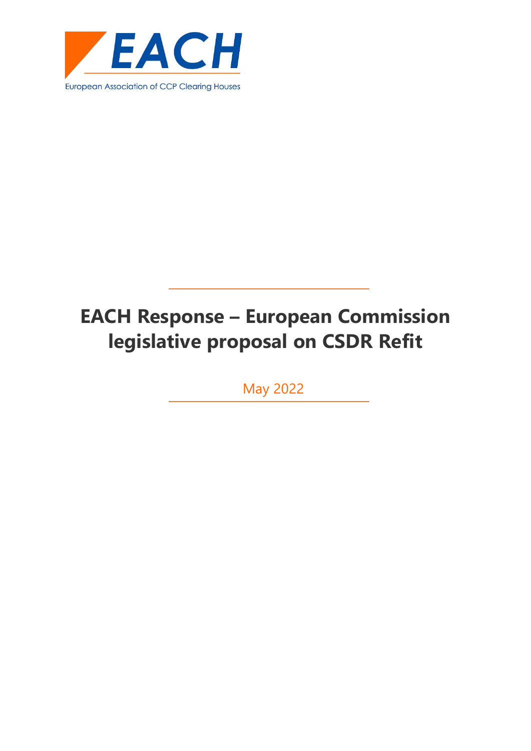EACH

European Association of CCP Clearing Houses

# EACH Response – European Commission legislative proposal on CSDR Refit

May 2022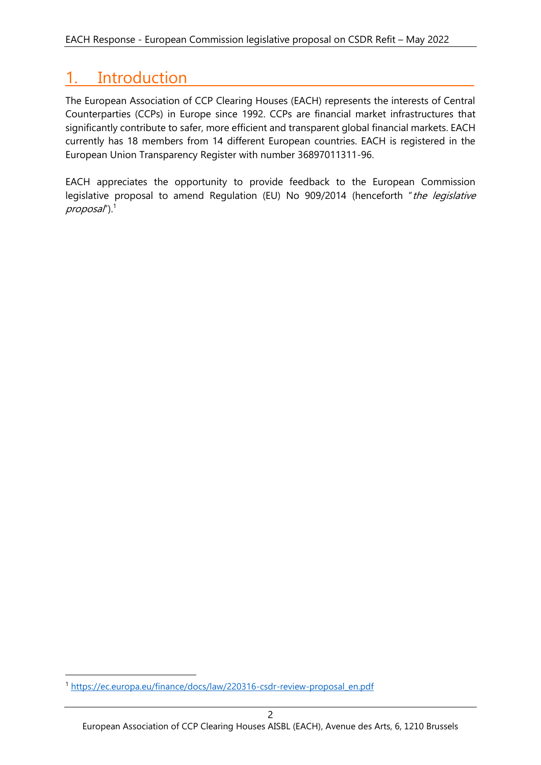# 1. Introduction

The European Association of CCP Clearing Houses (EACH) represents the interests of Central Counterparties (CCPs) in Europe since 1992. CCPs are financial market infrastructures that significantly contribute to safer, more efficient and transparent global financial markets. EACH currently has 18 members from 14 different European countries. EACH is registered in the European Union Transparency Register with number 36897011311-96.

EACH appreciates the opportunity to provide feedback to the European Commission legislative proposal to amend Regulation (EU) No 909/2014 (henceforth "*the legislative proposal*").[1]

[1] https://ec.europa.eu/finance/docs/law/220316-csdr-review-proposal_en.pdf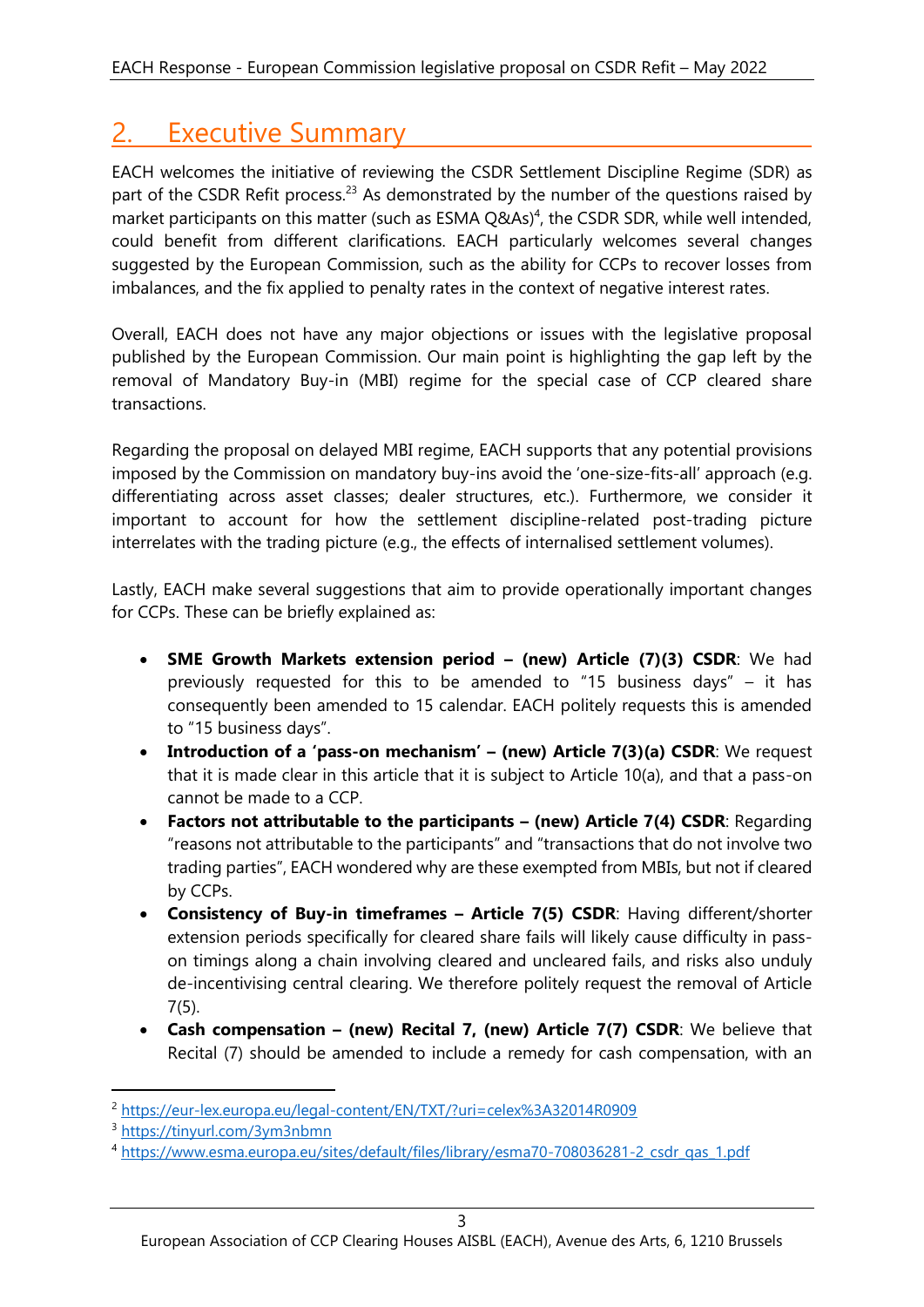## 2. Executive Summary

EACH welcomes the initiative of reviewing the CSDR Settlement Discipline Regime (SDR) as part of the CSDR Refit process.[2][3] As demonstrated by the number of the questions raised by market participants on this matter (such as ESMA Q&As)[4], the CSDR SDR, while well intended, could benefit from different clarifications. EACH particularly welcomes several changes suggested by the European Commission, such as the ability for CCPs to recover losses from imbalances, and the fix applied to penalty rates in the context of negative interest rates.

Overall, EACH does not have any major objections or issues with the legislative proposal published by the European Commission. Our main point is highlighting the gap left by the removal of Mandatory Buy-in (MBI) regime for the special case of CCP cleared share transactions.

Regarding the proposal on delayed MBI regime, EACH supports that any potential provisions imposed by the Commission on mandatory buy-ins avoid the 'one-size-fits-all' approach (e.g. differentiating across asset classes; dealer structures, etc.). Furthermore, we consider it important to account for how the settlement discipline-related post-trading picture interrelates with the trading picture (e.g., the effects of internalised settlement volumes).

Lastly, EACH make several suggestions that aim to provide operationally important changes for CCPs. These can be briefly explained as:

- **SME Growth Markets extension period – (new) Article (7)(3) CSDR**: We had previously requested for this to be amended to "15 business days" – it has consequently been amended to 15 calendar. EACH politely requests this is amended to "15 business days".
- **Introduction of a 'pass-on mechanism' – (new) Article 7(3)(a) CSDR**: We request that it is made clear in this article that it is subject to Article 10(a), and that a pass-on cannot be made to a CCP.
- **Factors not attributable to the participants – (new) Article 7(4) CSDR**: Regarding "reasons not attributable to the participants" and "transactions that do not involve two trading parties", EACH wondered why are these exempted from MBIs, but not if cleared by CCPs.
- **Consistency of Buy-in timeframes – Article 7(5) CSDR**: Having different/shorter extension periods specifically for cleared share fails will likely cause difficulty in pass-on timings along a chain involving cleared and uncleared fails, and risks also unduly de-incentivising central clearing. We therefore politely request the removal of Article 7(5).
- **Cash compensation – (new) Recital 7, (new) Article 7(7) CSDR**: We believe that Recital (7) should be amended to include a remedy for cash compensation, with an

[2] https://eur-lex.europa.eu/legal-content/EN/TXT/?uri=celex%3A32014R0909

[3] https://tinyurl.com/3ym3nbmn

[4] https://www.esma.europa.eu/sites/default/files/library/esma70-708036281-2_csdr_qas_1.pdf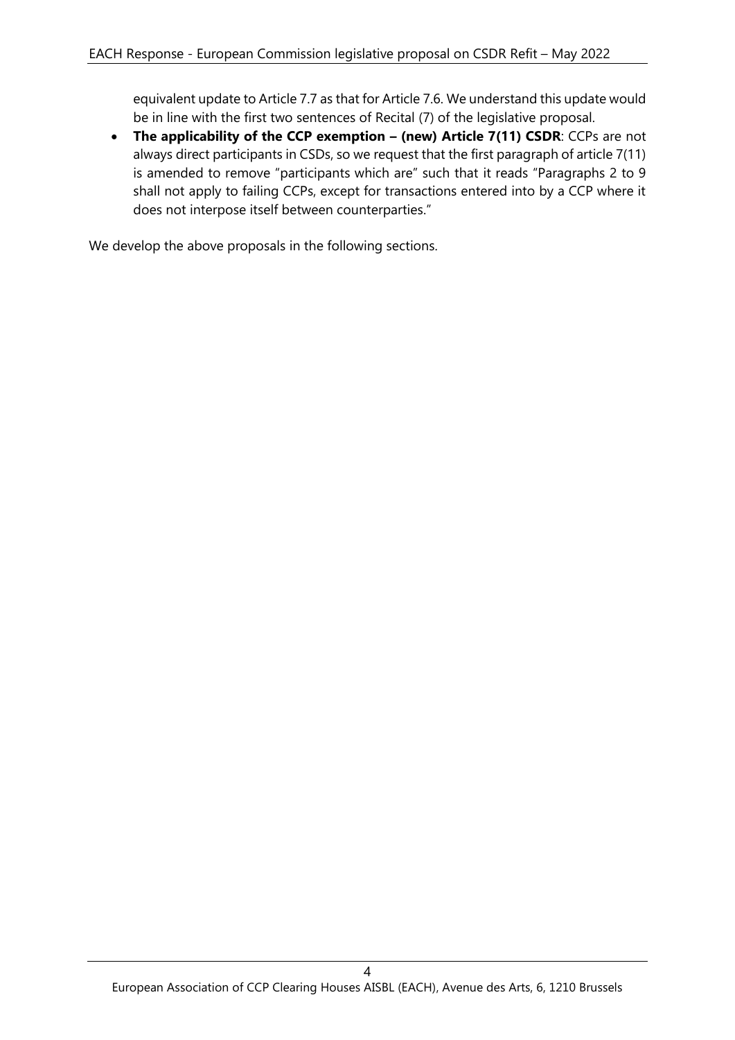equivalent update to Article 7.7 as that for Article 7.6. We understand this update would be in line with the first two sentences of Recital (7) of the legislative proposal.

- **The applicability of the CCP exemption – (new) Article 7(11) CSDR**: CCPs are not always direct participants in CSDs, so we request that the first paragraph of article 7(11) is amended to remove "participants which are" such that it reads "Paragraphs 2 to 9 shall not apply to failing CCPs, except for transactions entered into by a CCP where it does not interpose itself between counterparties."

We develop the above proposals in the following sections.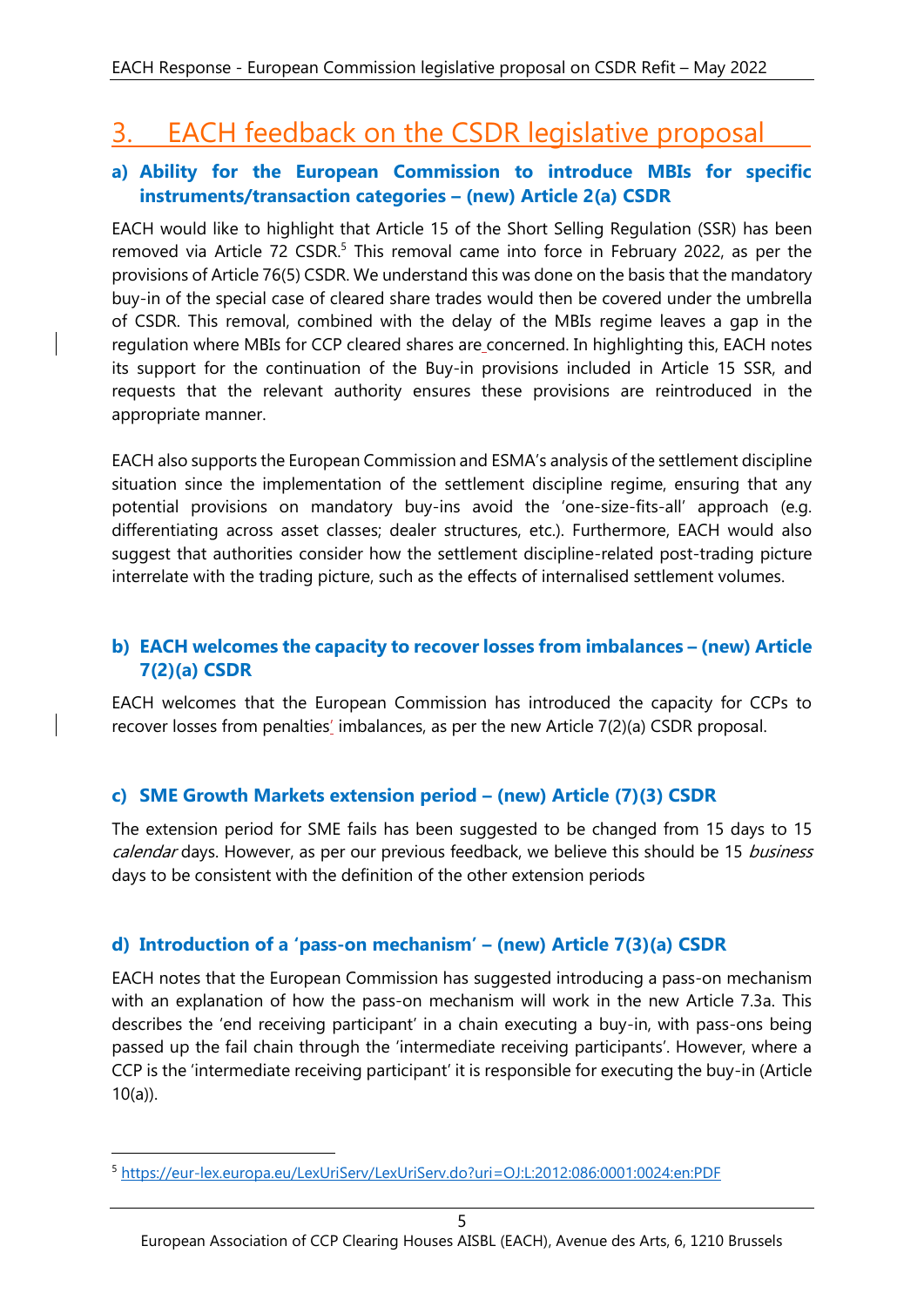# 3. EACH feedback on the CSDR legislative proposal

### a) Ability for the European Commission to introduce MBIs for specific instruments/transaction categories – (new) Article 2(a) CSDR

EACH would like to highlight that Article 15 of the Short Selling Regulation (SSR) has been removed via Article 72 CSDR.[5] This removal came into force in February 2022, as per the provisions of Article 76(5) CSDR. We understand this was done on the basis that the mandatory buy-in of the special case of cleared share trades would then be covered under the umbrella of CSDR. This removal, combined with the delay of the MBIs regime leaves a gap in the regulation where MBIs for CCP cleared shares are concerned. In highlighting this, EACH notes its support for the continuation of the Buy-in provisions included in Article 15 SSR, and requests that the relevant authority ensures these provisions are reintroduced in the appropriate manner.

EACH also supports the European Commission and ESMA's analysis of the settlement discipline situation since the implementation of the settlement discipline regime, ensuring that any potential provisions on mandatory buy-ins avoid the 'one-size-fits-all' approach (e.g. differentiating across asset classes; dealer structures, etc.). Furthermore, EACH would also suggest that authorities consider how the settlement discipline-related post-trading picture interrelate with the trading picture, such as the effects of internalised settlement volumes.

### b) EACH welcomes the capacity to recover losses from imbalances – (new) Article 7(2)(a) CSDR

EACH welcomes that the European Commission has introduced the capacity for CCPs to recover losses from penalties' imbalances, as per the new Article 7(2)(a) CSDR proposal.

### c) SME Growth Markets extension period – (new) Article (7)(3) CSDR

The extension period for SME fails has been suggested to be changed from 15 days to 15 *calendar* days. However, as per our previous feedback, we believe this should be 15 *business* days to be consistent with the definition of the other extension periods

### d) Introduction of a 'pass-on mechanism' – (new) Article 7(3)(a) CSDR

EACH notes that the European Commission has suggested introducing a pass-on mechanism with an explanation of how the pass-on mechanism will work in the new Article 7.3a. This describes the 'end receiving participant' in a chain executing a buy-in, with pass-ons being passed up the fail chain through the 'intermediate receiving participants'. However, where a CCP is the 'intermediate receiving participant' it is responsible for executing the buy-in (Article 10(a)).

---

[5] https://eur-lex.europa.eu/LexUriServ/LexUriServ.do?uri=OJ:L:2012:086:0001:0024:en:PDF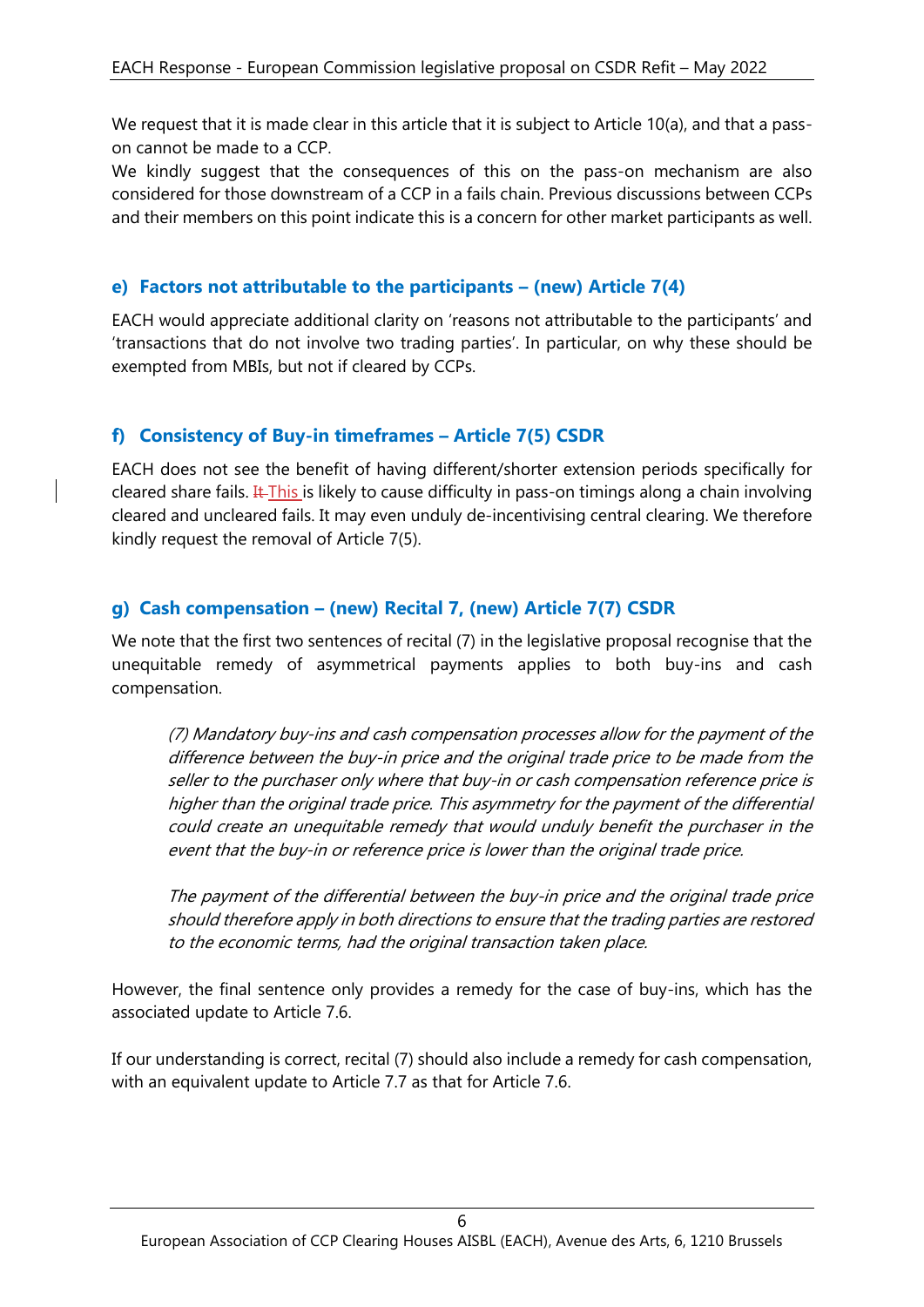We request that it is made clear in this article that it is subject to Article 10(a), and that a pass-on cannot be made to a CCP.

We kindly suggest that the consequences of this on the pass-on mechanism are also considered for those downstream of a CCP in a fails chain. Previous discussions between CCPs and their members on this point indicate this is a concern for other market participants as well.

### e) Factors not attributable to the participants – (new) Article 7(4)

EACH would appreciate additional clarity on 'reasons not attributable to the participants' and 'transactions that do not involve two trading parties'. In particular, on why these should be exempted from MBIs, but not if cleared by CCPs.

### f) Consistency of Buy-in timeframes – Article 7(5) CSDR

EACH does not see the benefit of having different/shorter extension periods specifically for cleared share fails. ~~It~~ This is likely to cause difficulty in pass-on timings along a chain involving cleared and uncleared fails. It may even unduly de-incentivising central clearing. We therefore kindly request the removal of Article 7(5).

### g) Cash compensation – (new) Recital 7, (new) Article 7(7) CSDR

We note that the first two sentences of recital (7) in the legislative proposal recognise that the unequitable remedy of asymmetrical payments applies to both buy-ins and cash compensation.

> *(7) Mandatory buy-ins and cash compensation processes allow for the payment of the difference between the buy-in price and the original trade price to be made from the seller to the purchaser only where that buy-in or cash compensation reference price is higher than the original trade price. This asymmetry for the payment of the differential could create an unequitable remedy that would unduly benefit the purchaser in the event that the buy-in or reference price is lower than the original trade price.*
>
> *The payment of the differential between the buy-in price and the original trade price should therefore apply in both directions to ensure that the trading parties are restored to the economic terms, had the original transaction taken place.*

However, the final sentence only provides a remedy for the case of buy-ins, which has the associated update to Article 7.6.

If our understanding is correct, recital (7) should also include a remedy for cash compensation, with an equivalent update to Article 7.7 as that for Article 7.6.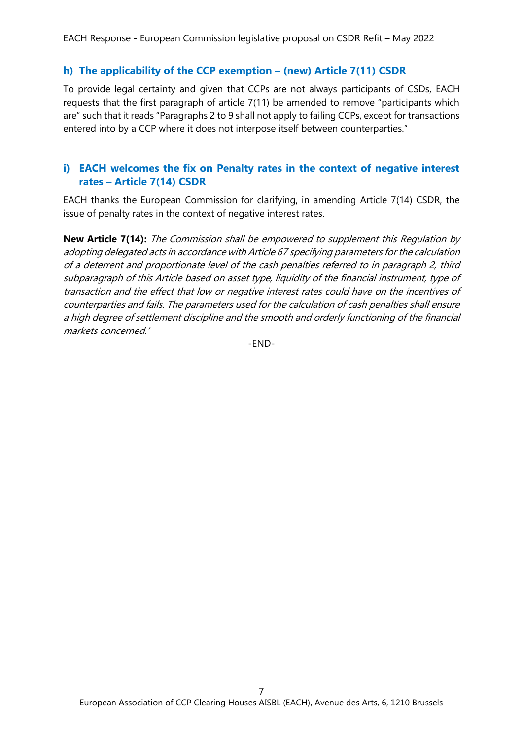### h) The applicability of the CCP exemption – (new) Article 7(11) CSDR

To provide legal certainty and given that CCPs are not always participants of CSDs, EACH requests that the first paragraph of article 7(11) be amended to remove "participants which are" such that it reads "Paragraphs 2 to 9 shall not apply to failing CCPs, except for transactions entered into by a CCP where it does not interpose itself between counterparties."

### i) EACH welcomes the fix on Penalty rates in the context of negative interest rates – Article 7(14) CSDR

EACH thanks the European Commission for clarifying, in amending Article 7(14) CSDR, the issue of penalty rates in the context of negative interest rates.

**New Article 7(14):** *The Commission shall be empowered to supplement this Regulation by adopting delegated acts in accordance with Article 67 specifying parameters for the calculation of a deterrent and proportionate level of the cash penalties referred to in paragraph 2, third subparagraph of this Article based on asset type, liquidity of the financial instrument, type of transaction and the effect that low or negative interest rates could have on the incentives of counterparties and fails. The parameters used for the calculation of cash penalties shall ensure a high degree of settlement discipline and the smooth and orderly functioning of the financial markets concerned.'*

-END-